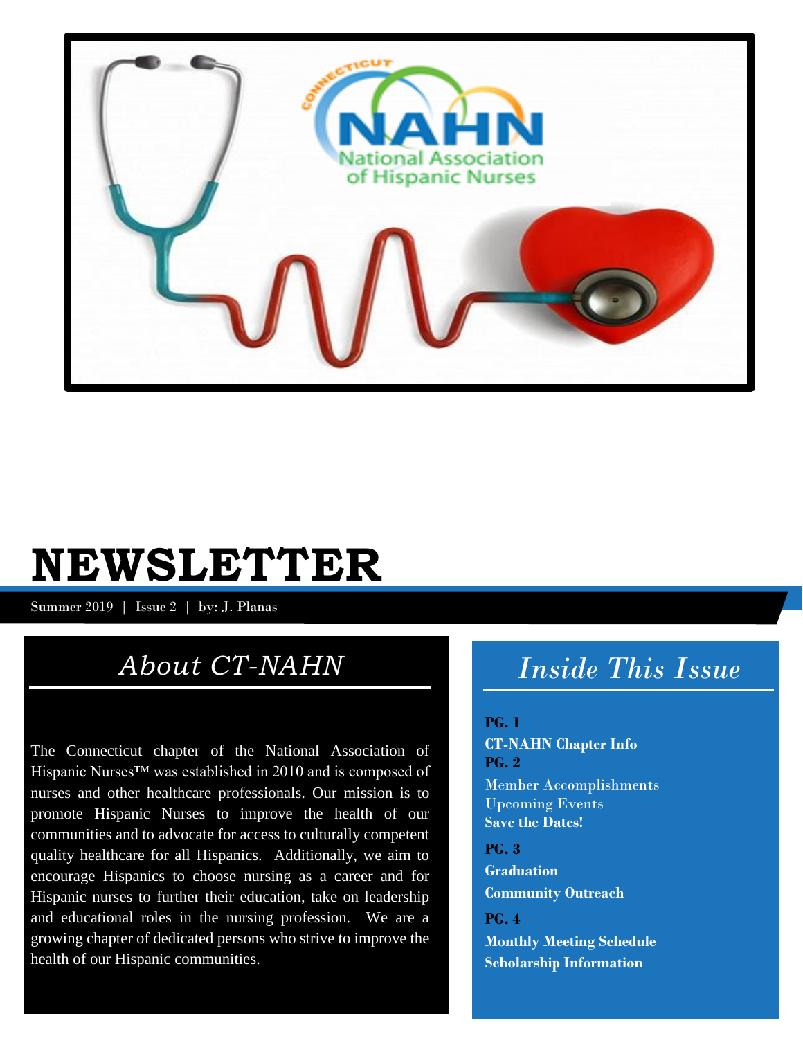# NEWSLETTER

Summer 2019 | Issue 2 | by: J. Planas

## About CT-NAHN

The Connecticut chapter of the National Association of Hispanic Nurses™ was established in 2010 and is composed of nurses and other healthcare professionals. Our mission is to promote Hispanic Nurses to improve the health of our communities and to advocate for access to culturally competent quality healthcare for all Hispanics. Additionally, we aim to encourage Hispanics to choose nursing as a career and for Hispanic nurses to further their education, take on leadership and educational roles in the nursing profession. We are a growing chapter of dedicated persons who strive to improve the health of our Hispanic communities.

## Inside This Issue

**PG. 1**
**CT-NAHN Chapter Info**
**PG. 2**
Member Accomplishments
Upcoming Events
**Save the Dates!**

**PG. 3**
**Graduation**
**Community Outreach**

**PG. 4**
**Monthly Meeting Schedule**
**Scholarship Information**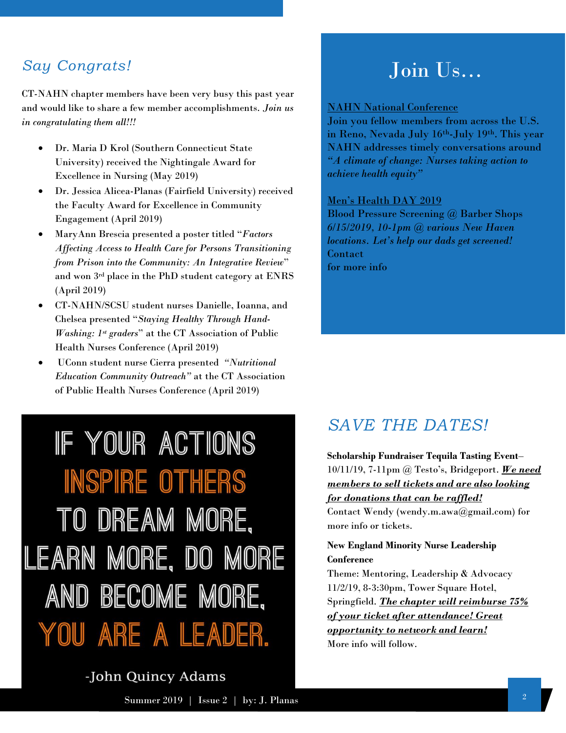## *Say Congrats!*

CT-NAHN chapter members have been very busy this past year and would like to share a few member accomplishments. *Join us in congratulating them all!!!*

- Dr. Maria D Krol (Southern Connecticut State University) received the Nightingale Award for Excellence in Nursing (May 2019)
- Dr. Jessica Alicea-Planas (Fairfield University) received the Faculty Award for Excellence in Community Engagement (April 2019)
- MaryAnn Brescia presented a poster titled "*Factors Affecting Access to Health Care for Persons Transitioning from Prison into the Community: An Integrative Review*" and won 3rd place in the PhD student category at ENRS (April 2019)
- CT-NAHN/SCSU student nurses Danielle, Ioanna, and Chelsea presented "*Staying Healthy Through Hand-Washing: 1st graders*" at the CT Association of Public Health Nurses Conference (April 2019)
- UConn student nurse Cierra presented *"Nutritional Education Community Outreach"* at the CT Association of Public Health Nurses Conference (April 2019)

IF YOUR ACTIONS INSPIRE OTHERS TO DREAM MORE, LEARN MORE, DO MORE AND BECOME MORE, YOU ARE A LEADER.

-John Quincy Adams

## Join Us…

NAHN National Conference

Join you fellow members from across the U.S. in Reno, Nevada July 16th-July 19th. This year NAHN addresses timely conversations around *"A climate of change: Nurses taking action to achieve health equity"*

Men's Health DAY 2019

Blood Pressure Screening @ Barber Shops *6/15/2019, 10-1pm @ various New Haven locations. Let's help our dads get screened!* Contact for more info

## *SAVE THE DATES!*

**Scholarship Fundraiser Tequila Tasting Event**– 10/11/19, 7-11pm @ Testo's, Bridgeport. ***We need members to sell tickets and are also looking for donations that can be raffled!*** Contact Wendy (wendy.m.awa@gmail.com) for more info or tickets.

**New England Minority Nurse Leadership Conference**

Theme: Mentoring, Leadership & Advocacy 11/2/19, 8-3:30pm, Tower Square Hotel, Springfield. ***The chapter will reimburse 75% of your ticket after attendance! Great opportunity to network and learn!*** More info will follow.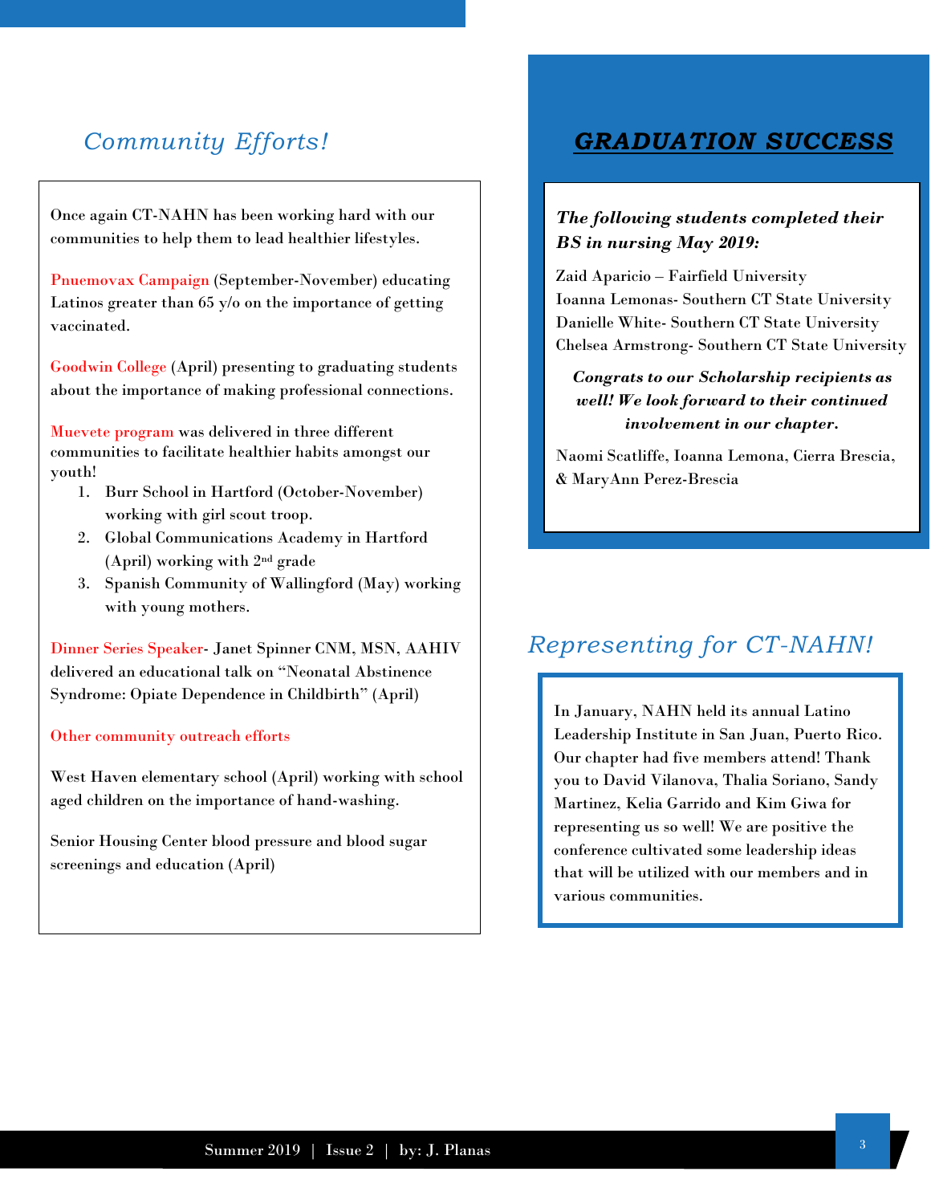## Community Efforts!

Once again CT-NAHN has been working hard with our communities to help them to lead healthier lifestyles.

Pnuemovax Campaign (September-November) educating Latinos greater than 65 y/o on the importance of getting vaccinated.

Goodwin College (April) presenting to graduating students about the importance of making professional connections.

Muevete program was delivered in three different communities to facilitate healthier habits amongst our youth!

1. Burr School in Hartford (October-November) working with girl scout troop.
2. Global Communications Academy in Hartford (April) working with 2nd grade
3. Spanish Community of Wallingford (May) working with young mothers.

Dinner Series Speaker- Janet Spinner CNM, MSN, AAHIV delivered an educational talk on "Neonatal Abstinence Syndrome: Opiate Dependence in Childbirth" (April)

Other community outreach efforts

West Haven elementary school (April) working with school aged children on the importance of hand-washing.

Senior Housing Center blood pressure and blood sugar screenings and education (April)

## GRADUATION SUCCESS

***The following students completed their BS in nursing May 2019:***

Zaid Aparicio – Fairfield University
Ioanna Lemonas- Southern CT State University
Danielle White- Southern CT State University
Chelsea Armstrong- Southern CT State University

***Congrats to our Scholarship recipients as well! We look forward to their continued involvement in our chapter.***

Naomi Scatliffe, Ioanna Lemona, Cierra Brescia, & MaryAnn Perez-Brescia

## Representing for CT-NAHN!

In January, NAHN held its annual Latino Leadership Institute in San Juan, Puerto Rico. Our chapter had five members attend! Thank you to David Vilanova, Thalia Soriano, Sandy Martinez, Kelia Garrido and Kim Giwa for representing us so well! We are positive the conference cultivated some leadership ideas that will be utilized with our members and in various communities.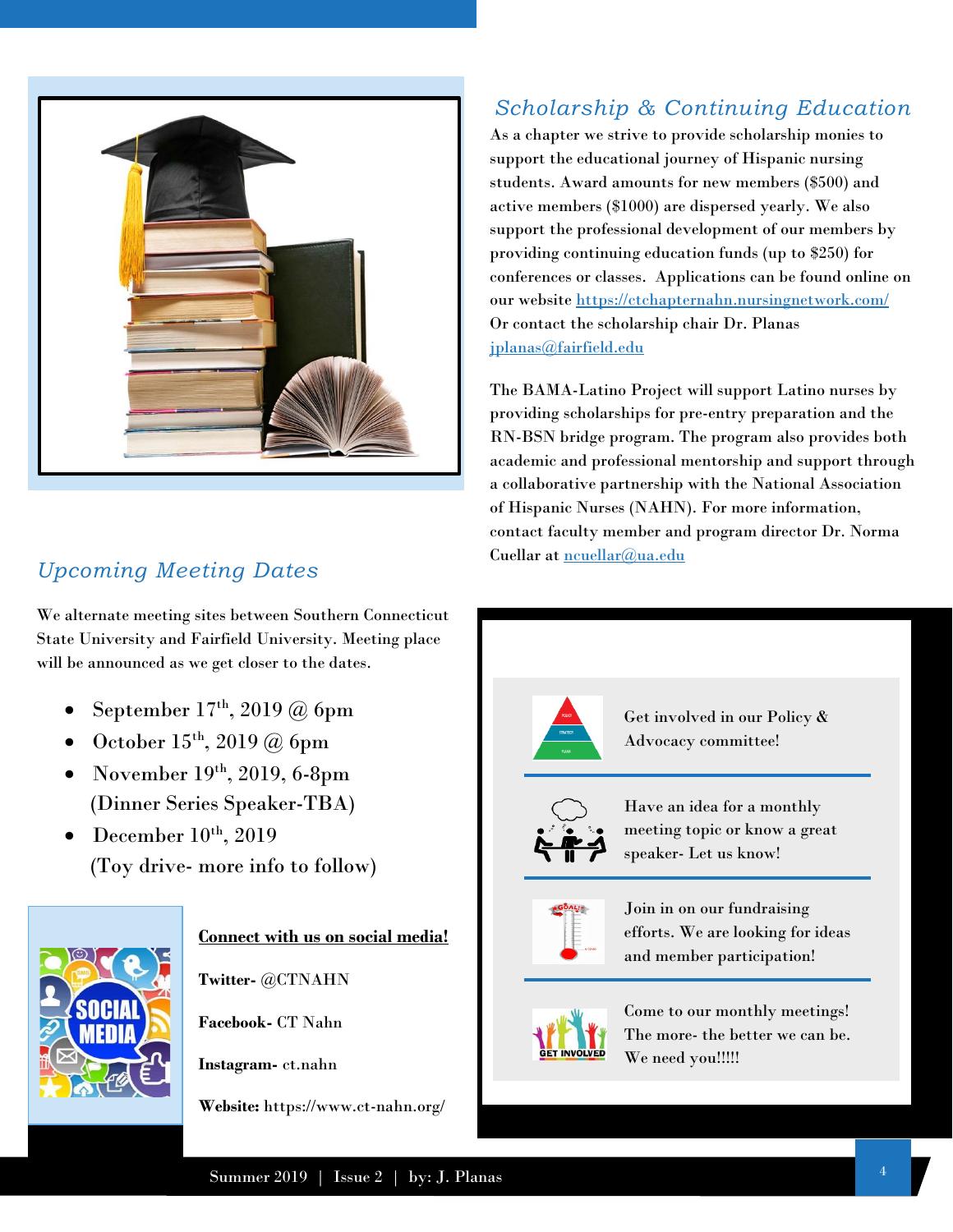## Scholarship & Continuing Education

As a chapter we strive to provide scholarship monies to support the educational journey of Hispanic nursing students. Award amounts for new members ($500) and active members ($1000) are dispersed yearly. We also support the professional development of our members by providing continuing education funds (up to $250) for conferences or classes. Applications can be found online on our website https://ctchapternahn.nursingnetwork.com/ Or contact the scholarship chair Dr. Planas jplanas@fairfield.edu

The BAMA-Latino Project will support Latino nurses by providing scholarships for pre-entry preparation and the RN-BSN bridge program. The program also provides both academic and professional mentorship and support through a collaborative partnership with the National Association of Hispanic Nurses (NAHN). For more information, contact faculty member and program director Dr. Norma Cuellar at ncuellar@ua.edu

## Upcoming Meeting Dates

We alternate meeting sites between Southern Connecticut State University and Fairfield University. Meeting place will be announced as we get closer to the dates.

- September 17th, 2019 @ 6pm
- October 15th, 2019 @ 6pm
- November 19th, 2019, 6-8pm (Dinner Series Speaker-TBA)
- December 10th, 2019 (Toy drive- more info to follow)

**Connect with us on social media!**

**Twitter-** @CTNAHN

**Facebook-** CT Nahn

**Instagram-** ct.nahn

**Website:** https://www.ct-nahn.org/

Get involved in our Policy & Advocacy committee!

Have an idea for a monthly meeting topic or know a great speaker- Let us know!

Join in on our fundraising efforts. We are looking for ideas and member participation!

Come to our monthly meetings! The more- the better we can be. We need you!!!!!